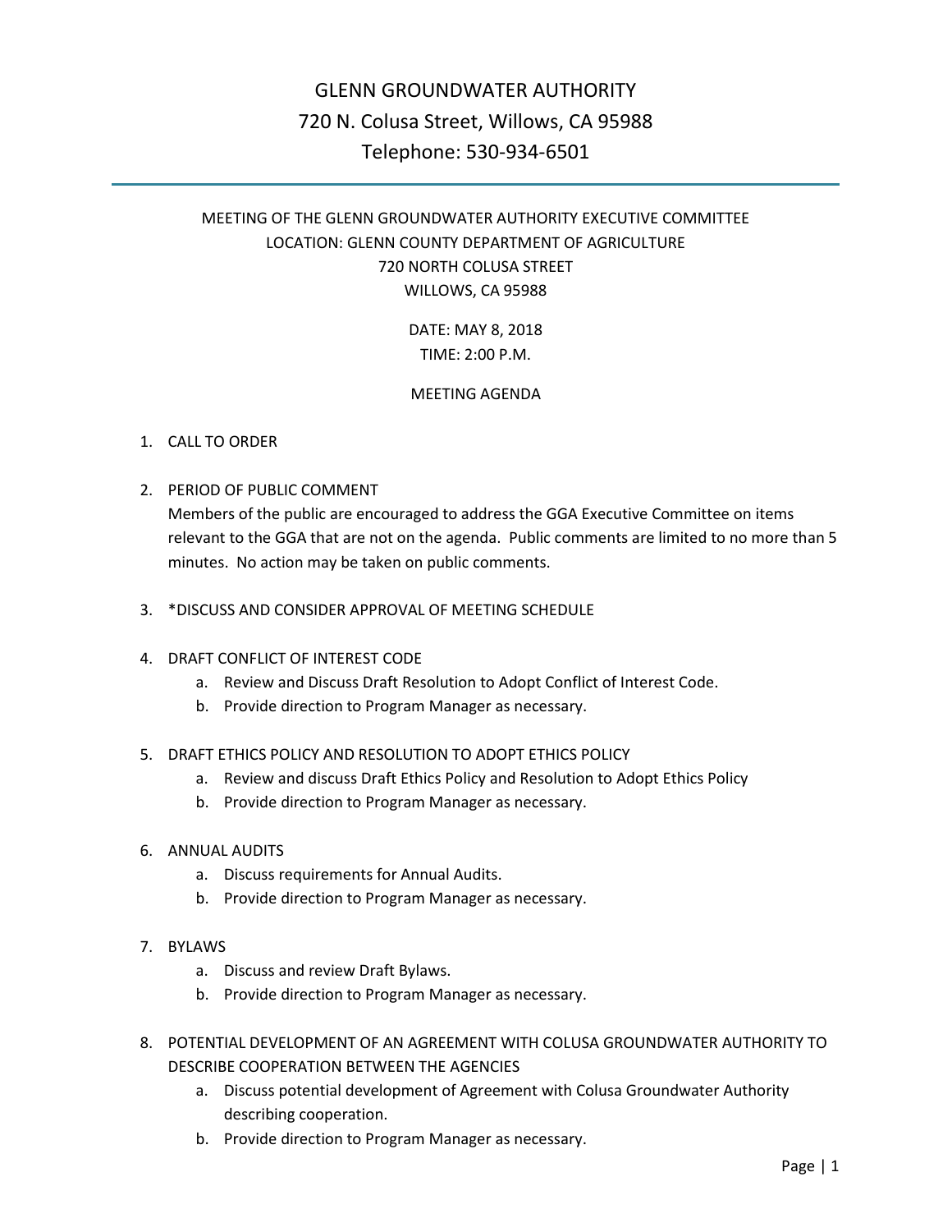# GLENN GROUNDWATER AUTHORITY

720 N. Colusa Street, Willows, CA 95988

Telephone: 530-934-6501

---

MEETING OF THE GLENN GROUNDWATER AUTHORITY EXECUTIVE COMMITTEE
LOCATION: GLENN COUNTY DEPARTMENT OF AGRICULTURE
720 NORTH COLUSA STREET
WILLOWS, CA 95988

DATE: MAY 8, 2018
TIME: 2:00 P.M.

## MEETING AGENDA

1. CALL TO ORDER

2. PERIOD OF PUBLIC COMMENT
   Members of the public are encouraged to address the GGA Executive Committee on items relevant to the GGA that are not on the agenda. Public comments are limited to no more than 5 minutes. No action may be taken on public comments.

3. *DISCUSS AND CONSIDER APPROVAL OF MEETING SCHEDULE

4. DRAFT CONFLICT OF INTEREST CODE
   a. Review and Discuss Draft Resolution to Adopt Conflict of Interest Code.
   b. Provide direction to Program Manager as necessary.

5. DRAFT ETHICS POLICY AND RESOLUTION TO ADOPT ETHICS POLICY
   a. Review and discuss Draft Ethics Policy and Resolution to Adopt Ethics Policy
   b. Provide direction to Program Manager as necessary.

6. ANNUAL AUDITS
   a. Discuss requirements for Annual Audits.
   b. Provide direction to Program Manager as necessary.

7. BYLAWS
   a. Discuss and review Draft Bylaws.
   b. Provide direction to Program Manager as necessary.

8. POTENTIAL DEVELOPMENT OF AN AGREEMENT WITH COLUSA GROUNDWATER AUTHORITY TO DESCRIBE COOPERATION BETWEEN THE AGENCIES
   a. Discuss potential development of Agreement with Colusa Groundwater Authority describing cooperation.
   b. Provide direction to Program Manager as necessary.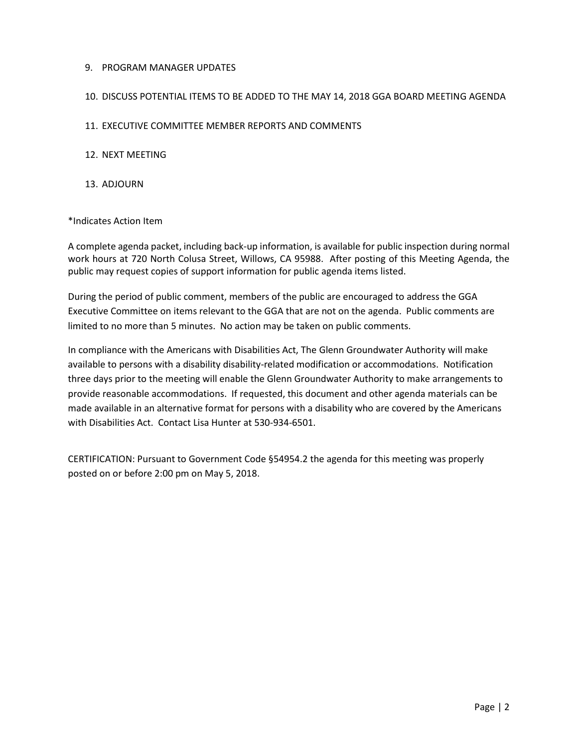9. PROGRAM MANAGER UPDATES

10. DISCUSS POTENTIAL ITEMS TO BE ADDED TO THE MAY 14, 2018 GGA BOARD MEETING AGENDA

11. EXECUTIVE COMMITTEE MEMBER REPORTS AND COMMENTS

12. NEXT MEETING

13. ADJOURN

*Indicates Action Item

A complete agenda packet, including back-up information, is available for public inspection during normal work hours at 720 North Colusa Street, Willows, CA 95988. After posting of this Meeting Agenda, the public may request copies of support information for public agenda items listed.

During the period of public comment, members of the public are encouraged to address the GGA Executive Committee on items relevant to the GGA that are not on the agenda. Public comments are limited to no more than 5 minutes. No action may be taken on public comments.

In compliance with the Americans with Disabilities Act, The Glenn Groundwater Authority will make available to persons with a disability disability-related modification or accommodations. Notification three days prior to the meeting will enable the Glenn Groundwater Authority to make arrangements to provide reasonable accommodations. If requested, this document and other agenda materials can be made available in an alternative format for persons with a disability who are covered by the Americans with Disabilities Act. Contact Lisa Hunter at 530-934-6501.

CERTIFICATION: Pursuant to Government Code §54954.2 the agenda for this meeting was properly posted on or before 2:00 pm on May 5, 2018.